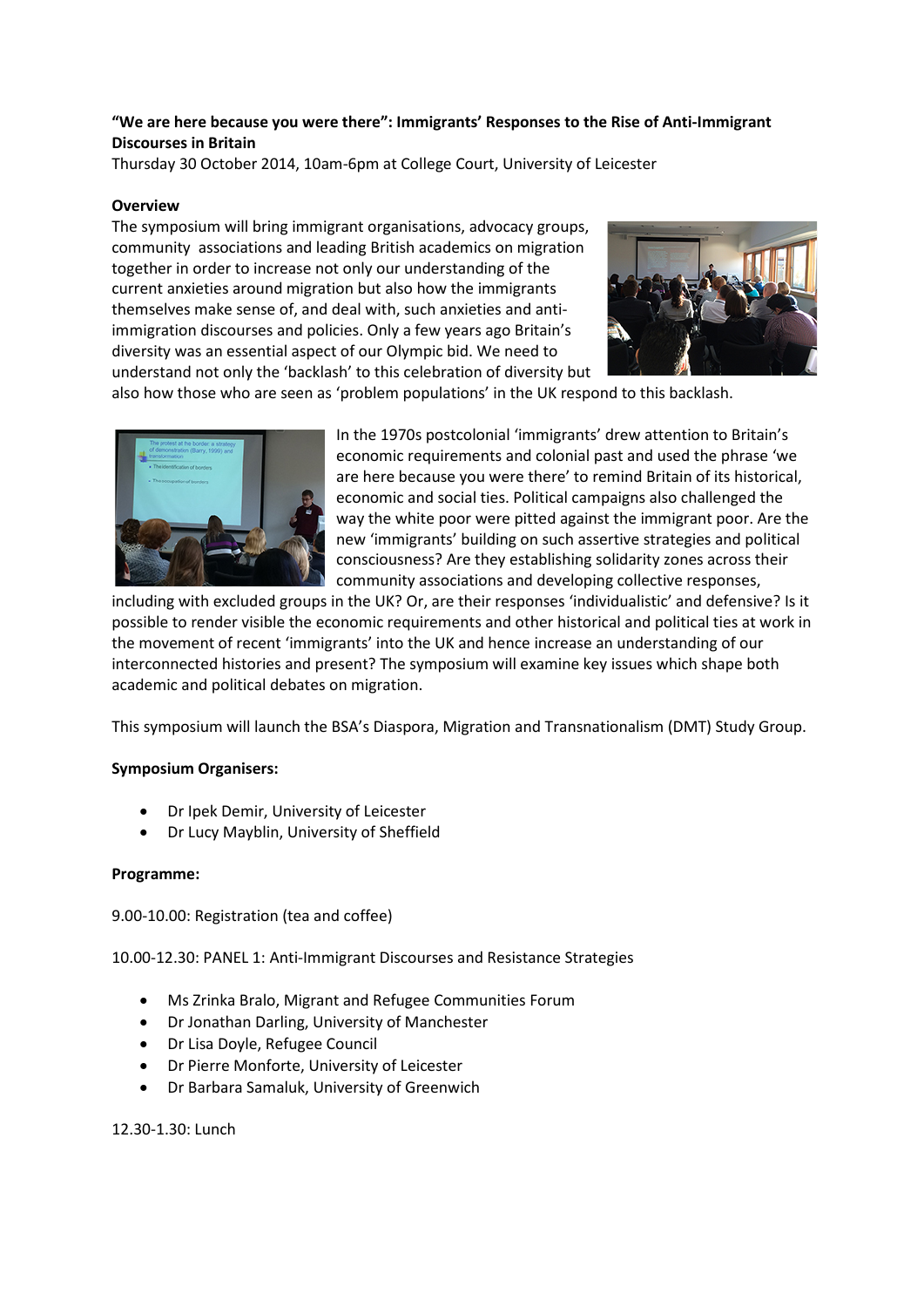**"We are here because you were there": Immigrants' Responses to the Rise of Anti-Immigrant Discourses in Britain**

Thursday 30 October 2014, 10am-6pm at College Court, University of Leicester

**Overview**

The symposium will bring immigrant organisations, advocacy groups, community associations and leading British academics on migration together in order to increase not only our understanding of the current anxieties around migration but also how the immigrants themselves make sense of, and deal with, such anxieties and anti-immigration discourses and policies. Only a few years ago Britain's diversity was an essential aspect of our Olympic bid. We need to understand not only the 'backlash' to this celebration of diversity but also how those who are seen as 'problem populations' in the UK respond to this backlash.

In the 1970s postcolonial 'immigrants' drew attention to Britain's economic requirements and colonial past and used the phrase 'we are here because you were there' to remind Britain of its historical, economic and social ties. Political campaigns also challenged the way the white poor were pitted against the immigrant poor. Are the new 'immigrants' building on such assertive strategies and political consciousness? Are they establishing solidarity zones across their community associations and developing collective responses, including with excluded groups in the UK? Or, are their responses 'individualistic' and defensive? Is it possible to render visible the economic requirements and other historical and political ties at work in the movement of recent 'immigrants' into the UK and hence increase an understanding of our interconnected histories and present? The symposium will examine key issues which shape both academic and political debates on migration.

This symposium will launch the BSA's Diaspora, Migration and Transnationalism (DMT) Study Group.

**Symposium Organisers:**

- Dr Ipek Demir, University of Leicester
- Dr Lucy Mayblin, University of Sheffield

**Programme:**

9.00-10.00: Registration (tea and coffee)

10.00-12.30: PANEL 1: Anti-Immigrant Discourses and Resistance Strategies

- Ms Zrinka Bralo, Migrant and Refugee Communities Forum
- Dr Jonathan Darling, University of Manchester
- Dr Lisa Doyle, Refugee Council
- Dr Pierre Monforte, University of Leicester
- Dr Barbara Samaluk, University of Greenwich

12.30-1.30: Lunch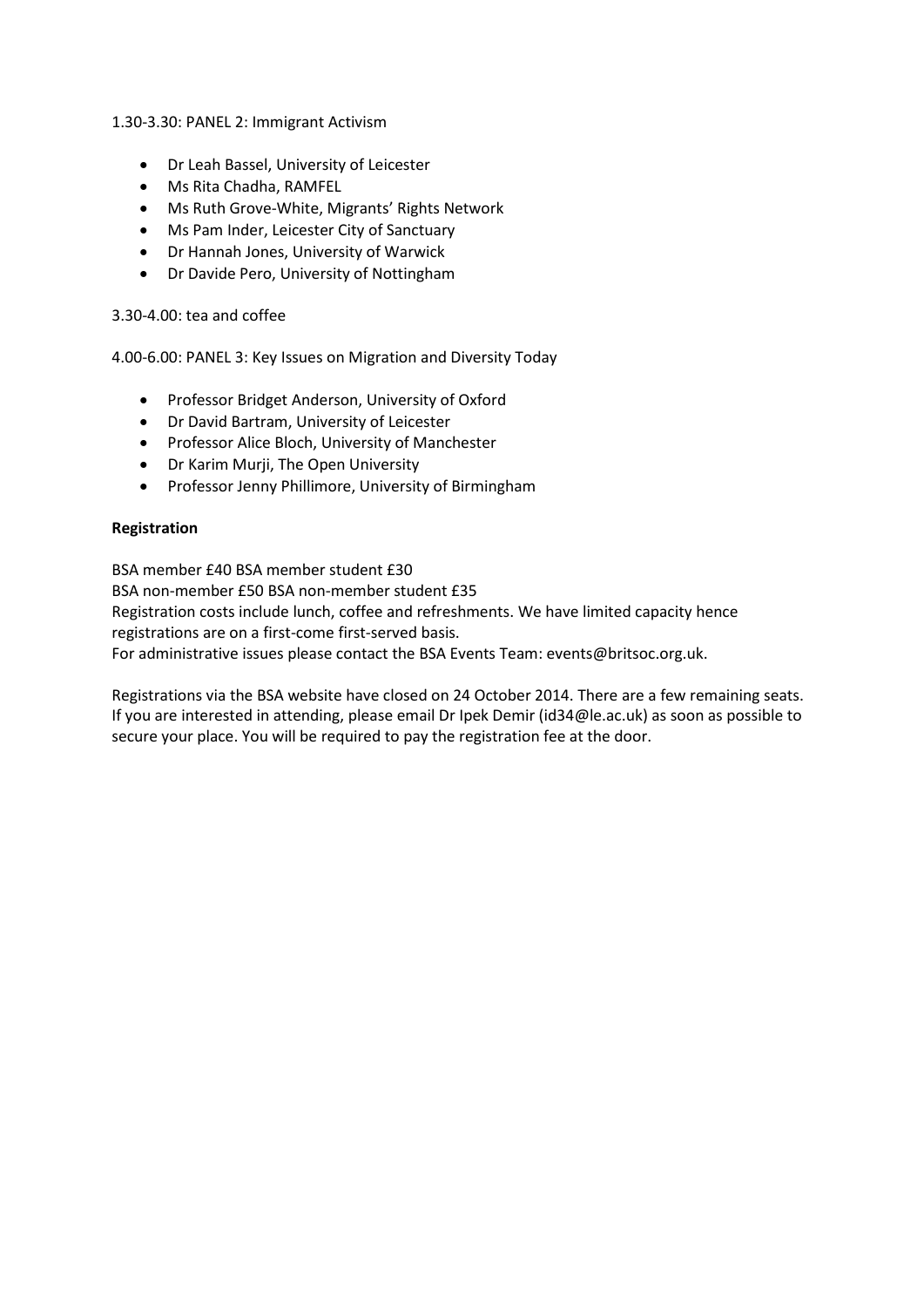1.30-3.30: PANEL 2: Immigrant Activism

- Dr Leah Bassel, University of Leicester
- Ms Rita Chadha, RAMFEL
- Ms Ruth Grove-White, Migrants' Rights Network
- Ms Pam Inder, Leicester City of Sanctuary
- Dr Hannah Jones, University of Warwick
- Dr Davide Pero, University of Nottingham

3.30-4.00: tea and coffee

4.00-6.00: PANEL 3: Key Issues on Migration and Diversity Today

- Professor Bridget Anderson, University of Oxford
- Dr David Bartram, University of Leicester
- Professor Alice Bloch, University of Manchester
- Dr Karim Murji, The Open University
- Professor Jenny Phillimore, University of Birmingham

**Registration**

BSA member £40 BSA member student £30
BSA non-member £50 BSA non-member student £35
Registration costs include lunch, coffee and refreshments. We have limited capacity hence registrations are on a first-come first-served basis.
For administrative issues please contact the BSA Events Team: events@britsoc.org.uk.

Registrations via the BSA website have closed on 24 October 2014. There are a few remaining seats. If you are interested in attending, please email Dr Ipek Demir (id34@le.ac.uk) as soon as possible to secure your place. You will be required to pay the registration fee at the door.